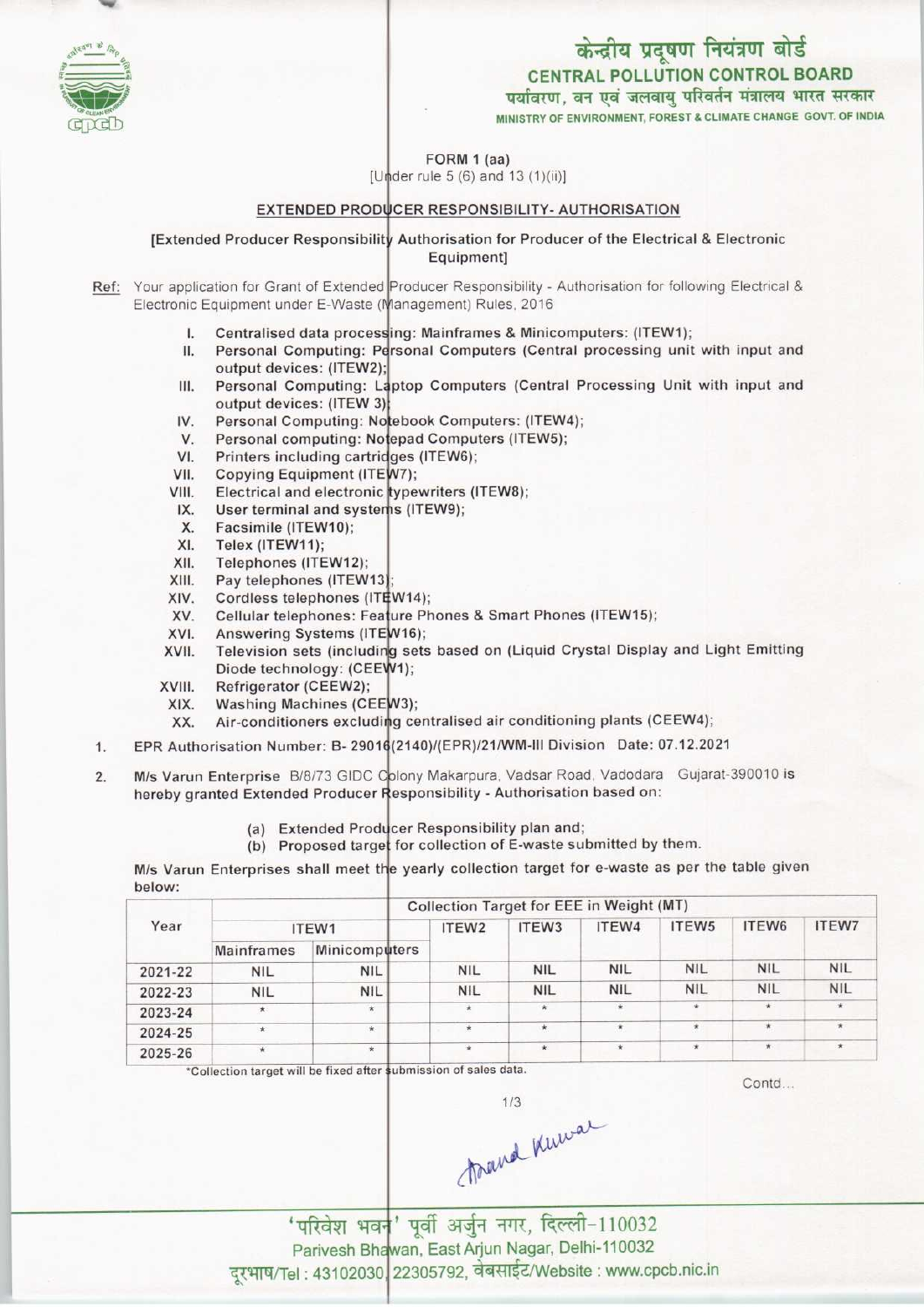केन्द्रीय प्रदूषण नियंत्रण बोर्ड
**CENTRAL POLLUTION CONTROL BOARD**
पर्यावरण, वन एवं जलवायु परिवर्तन मंत्रालय भारत सरकार
MINISTRY OF ENVIRONMENT, FOREST & CLIMATE CHANGE GOVT. OF INDIA

FORM 1 (aa)
[Under rule 5 (6) and 13 (1)(ii)]

## EXTENDED PRODUCER RESPONSIBILITY- AUTHORISATION

[Extended Producer Responsibility Authorisation for Producer of the Electrical & Electronic Equipment]

Ref: Your application for Grant of Extended Producer Responsibility - Authorisation for following Electrical & Electronic Equipment under E-Waste (Management) Rules, 2016

I. Centralised data processing: Mainframes & Minicomputers: (ITEW1);
II. Personal Computing: Personal Computers (Central processing unit with input and output devices: (ITEW2);
III. Personal Computing: Laptop Computers (Central Processing Unit with input and output devices: (ITEW 3);
IV. Personal Computing: Notebook Computers: (ITEW4);
V. Personal computing: Notepad Computers (ITEW5);
VI. Printers including cartridges (ITEW6);
VII. Copying Equipment (ITEW7);
VIII. Electrical and electronic typewriters (ITEW8);
IX. User terminal and systems (ITEW9);
X. Facsimile (ITEW10);
XI. Telex (ITEW11);
XII. Telephones (ITEW12);
XIII. Pay telephones (ITEW13);
XIV. Cordless telephones (ITEW14);
XV. Cellular telephones: Feature Phones & Smart Phones (ITEW15);
XVI. Answering Systems (ITEW16);
XVII. Television sets (including sets based on (Liquid Crystal Display and Light Emitting Diode technology: (CEEW1);
XVIII. Refrigerator (CEEW2);
XIX. Washing Machines (CEEW3);
XX. Air-conditioners excluding centralised air conditioning plants (CEEW4);

1. EPR Authorisation Number: B- 29016(2140)/(EPR)/21/WM-III Division Date: 07.12.2021

2. M/s Varun Enterprise B/8/73 GIDC Colony Makarpura, Vadsar Road, Vadodara Gujarat-390010 is hereby granted Extended Producer Responsibility - Authorisation based on:

   (a) Extended Producer Responsibility plan and;
   (b) Proposed target for collection of E-waste submitted by them.

M/s Varun Enterprises shall meet the yearly collection target for e-waste as per the table given below:

| Year | Collection Target for EEE in Weight (MT) | | | | | | | |
|---|---|---|---|---|---|---|---|---|
| | ITEW1 | | ITEW2 | ITEW3 | ITEW4 | ITEW5 | ITEW6 | ITEW7 |
| | Mainframes | Minicomputers | | | | | | |
| 2021-22 | NIL | NIL | NIL | NIL | NIL | NIL | NIL | NIL |
| 2022-23 | NIL | NIL | NIL | NIL | NIL | NIL | NIL | NIL |
| 2023-24 | * | * | * | * | * | * | * | * |
| 2024-25 | * | * | * | * | * | * | * | * |
| 2025-26 | * | * | * | * | * | * | * | * |

*Collection target will be fixed after submission of sales data.

Contd...

'परिवेश भवन' पूर्वी अर्जुन नगर, दिल्ली-110032
Parivesh Bhawan, East Arjun Nagar, Delhi-110032
दूरभाष/Tel : 43102030, 22305792, वेबसाईट/Website : www.cpcb.nic.in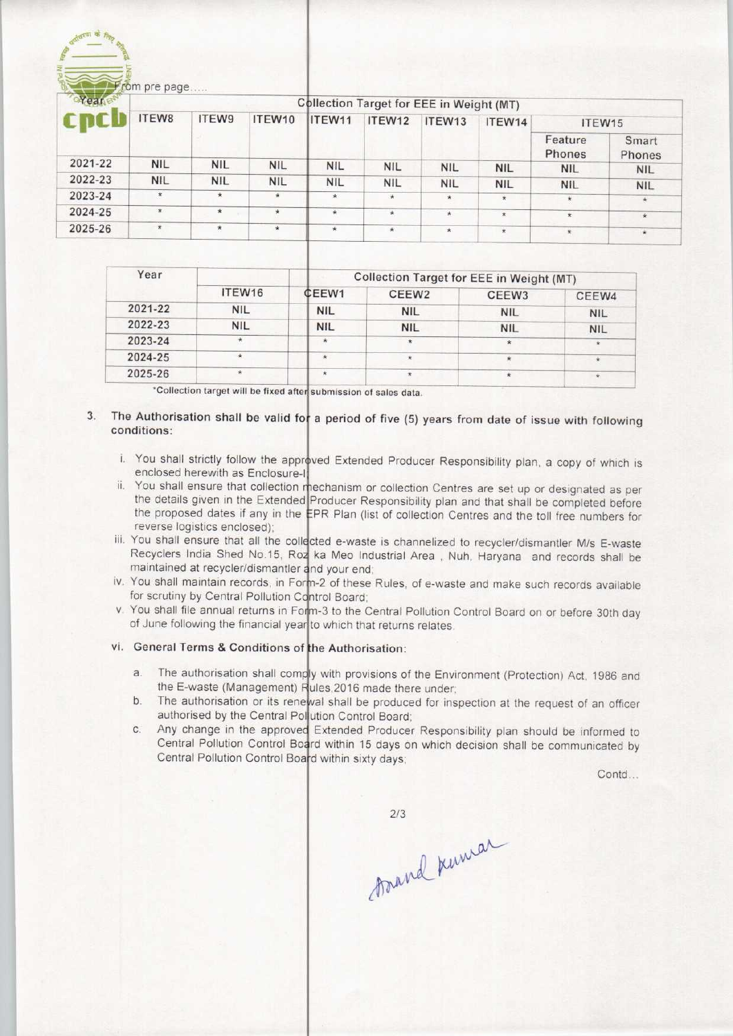From pre page.....

| Year | Collection Target for EEE in Weight (MT) | | | | | | | | |
|---|---|---|---|---|---|---|---|---|---|
| | ITEW8 | ITEW9 | ITEW10 | ITEW11 | ITEW12 | ITEW13 | ITEW14 | ITEW15 | |
| | | | | | | | | Feature Phones | Smart Phones |
| 2021-22 | NIL | NIL | NIL | NIL | NIL | NIL | NIL | NIL | NIL |
| 2022-23 | NIL | NIL | NIL | NIL | NIL | NIL | NIL | NIL | NIL |
| 2023-24 | * | * | * | * | * | * | * | * | * |
| 2024-25 | * | * | * | * | * | * | * | * | * |
| 2025-26 | * | * | * | * | * | * | * | * | * |

| Year | Collection Target for EEE in Weight (MT) | | | | |
|---|---|---|---|---|---|
| | ITEW16 | CEEW1 | CEEW2 | CEEW3 | CEEW4 |
| 2021-22 | NIL | NIL | NIL | NIL | NIL |
| 2022-23 | NIL | NIL | NIL | NIL | NIL |
| 2023-24 | * | * | * | * | * |
| 2024-25 | * | * | * | * | * |
| 2025-26 | * | * | * | * | * |

*Collection target will be fixed after submission of sales data.

3. The Authorisation shall be valid for a period of five (5) years from date of issue with following conditions:

   i. You shall strictly follow the approved Extended Producer Responsibility plan, a copy of which is enclosed herewith as Enclosure-I;

   ii. You shall ensure that collection mechanism or collection Centres are set up or designated as per the details given in the Extended Producer Responsibility plan and that shall be completed before the proposed dates if any in the EPR Plan (list of collection Centres and the toll free numbers for reverse logistics enclosed);

   iii. You shall ensure that all the collected e-waste is channelized to recycler/dismantler M/s E-waste Recyclers India Shed No.15, Roz ka Meo Industrial Area , Nuh, Haryana and records shall be maintained at recycler/dismantler and your end;

   iv. You shall maintain records, in Form-2 of these Rules, of e-waste and make such records available for scrutiny by Central Pollution Control Board;

   v. You shall file annual returns in Form-3 to the Central Pollution Control Board on or before 30th day of June following the financial year to which that returns relates.

   vi. General Terms & Conditions of the Authorisation:

      a. The authorisation shall comply with provisions of the Environment (Protection) Act, 1986 and the E-waste (Management) Rules,2016 made there under;

      b. The authorisation or its renewal shall be produced for inspection at the request of an officer authorised by the Central Pollution Control Board;

      c. Any change in the approved Extended Producer Responsibility plan should be informed to Central Pollution Control Board within 15 days on which decision shall be communicated by Central Pollution Control Board within sixty days;

Contd...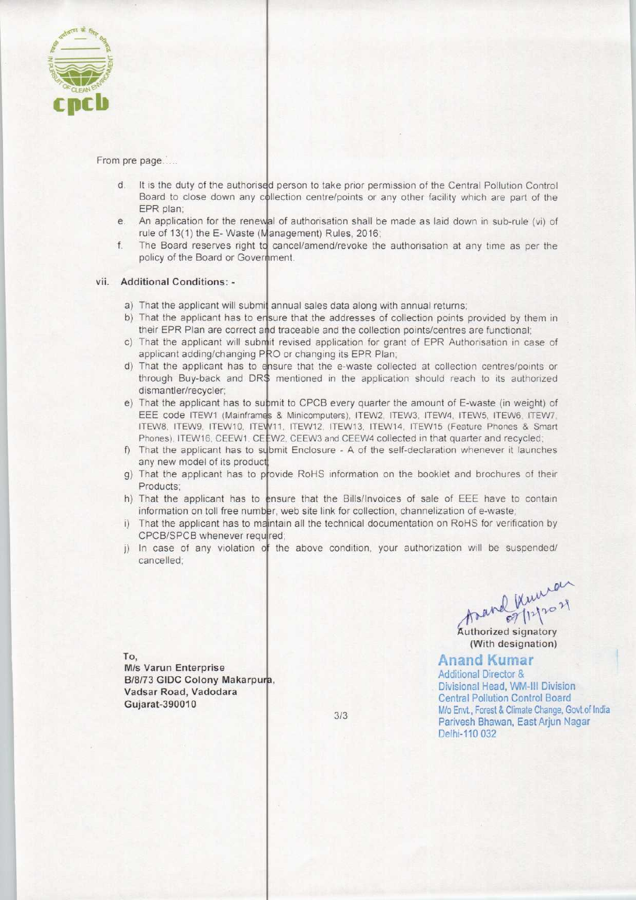From pre page.....

d. It is the duty of the authorised person to take prior permission of the Central Pollution Control Board to close down any collection centre/points or any other facility which are part of the EPR plan;

e. An application for the renewal of authorisation shall be made as laid down in sub-rule (vi) of rule of 13(1) the E- Waste (Management) Rules, 2016;

f. The Board reserves right to cancel/amend/revoke the authorisation at any time as per the policy of the Board or Government.

vii. **Additional Conditions: -**

a) That the applicant will submit annual sales data along with annual returns;

b) That the applicant has to ensure that the addresses of collection points provided by them in their EPR Plan are correct and traceable and the collection points/centres are functional;

c) That the applicant will submit revised application for grant of EPR Authorisation in case of applicant adding/changing PRO or changing its EPR Plan;

d) That the applicant has to ensure that the e-waste collected at collection centres/points or through Buy-back and DRS mentioned in the application should reach to its authorized dismantler/recycler;

e) That the applicant has to submit to CPCB every quarter the amount of E-waste (in weight) of EEE code ITEW1 (Mainframes & Minicomputers), ITEW2, ITEW3, ITEW4, ITEW5, ITEW6, ITEW7, ITEW8, ITEW9, ITEW10, ITEW11, ITEW12, ITEW13, ITEW14, ITEW15 (Feature Phones & Smart Phones), ITEW16, CEEW1, CEEW2, CEEW3 and CEEW4 collected in that quarter and recycled;

f) That the applicant has to submit Enclosure - A of the self-declaration whenever it launches any new model of its product;

g) That the applicant has to provide RoHS information on the booklet and brochures of their Products;

h) That the applicant has to ensure that the Bills/Invoices of sale of EEE have to contain information on toll free number, web site link for collection, channelization of e-waste;

i) That the applicant has to maintain all the technical documentation on RoHS for verification by CPCB/SPCB whenever required;

j) In case of any violation of the above condition, your authorization will be suspended/ cancelled;

Anand Kumar
07/12/2021

Authorized signatory
(With designation)

**Anand Kumar**
Additional Director &
Divisional Head, WM-III Division
Central Pollution Control Board
M/o Envt., Forest & Climate Change, Govt. of India
Parivesh Bhawan, East Arjun Nagar
Delhi-110 032

To,
M/s Varun Enterprise
B/8/73 GIDC Colony Makarpura,
Vadsar Road, Vadodara
Gujarat-390010